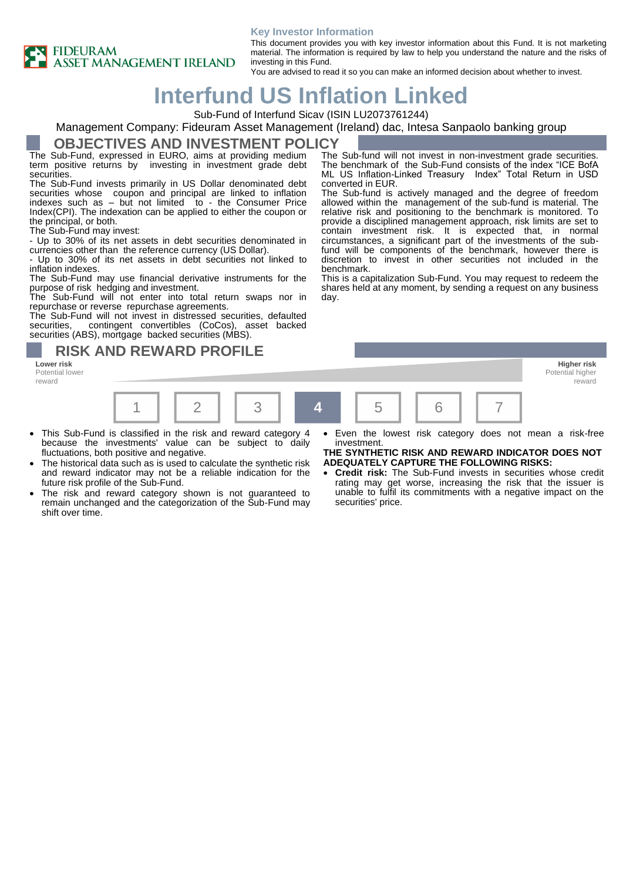FIDEURAM ASSET MANAGEMENT IRELAND

**Key Investor Information**

This document provides you with key investor information about this Fund. It is not marketing material. The information is required by law to help you understand the nature and the risks of investing in this Fund.

You are advised to read it so you can make an informed decision about whether to invest.

# Interfund US Inflation Linked

Sub-Fund of Interfund Sicav (ISIN LU2073761244)

Management Company: Fideuram Asset Management (Ireland) dac, Intesa Sanpaolo banking group

## OBJECTIVES AND INVESTMENT POLICY

The Sub-Fund, expressed in EURO, aims at providing medium term positive returns by investing in investment grade debt securities.

The Sub-Fund invests primarily in US Dollar denominated debt securities whose coupon and principal are linked to inflation indexes such as – but not limited to - the Consumer Price Index(CPI). The indexation can be applied to either the coupon or the principal, or both.

The Sub-Fund may invest:

- Up to 30% of its net assets in debt securities denominated in currencies other than the reference currency (US Dollar).
- Up to 30% of its net assets in debt securities not linked to inflation indexes.

The Sub-Fund may use financial derivative instruments for the purpose of risk hedging and investment.

The Sub-Fund will not enter into total return swaps nor in repurchase or reverse repurchase agreements.

The Sub-Fund will not invest in distressed securities, defaulted securities, contingent convertibles (CoCos), asset backed securities (ABS), mortgage backed securities (MBS).

The Sub-fund will not invest in non-investment grade securities.

The benchmark of the Sub-Fund consists of the index "ICE BofA ML US Inflation-Linked Treasury Index" Total Return in USD converted in EUR.

The Sub-fund is actively managed and the degree of freedom allowed within the management of the sub-fund is material. The relative risk and positioning to the benchmark is monitored. To provide a disciplined management approach, risk limits are set to contain investment risk. It is expected that, in normal circumstances, a significant part of the investments of the sub-fund will be components of the benchmark, however there is discretion to invest in other securities not included in the benchmark.

This is a capitalization Sub-Fund. You may request to redeem the shares held at any moment, by sending a request on any business day.

## RISK AND REWARD PROFILE

**Lower risk**
Potential lower reward

**Higher risk**
Potential higher reward

| 1 | 2 | 3 | **4** | 5 | 6 | 7 |
|---|---|---|---|---|---|---|

- This Sub-Fund is classified in the risk and reward category 4 because the investments' value can be subject to daily fluctuations, both positive and negative.
- The historical data such as is used to calculate the synthetic risk and reward indicator may not be a reliable indication for the future risk profile of the Sub-Fund.
- The risk and reward category shown is not guaranteed to remain unchanged and the categorization of the Sub-Fund may shift over time.
- Even the lowest risk category does not mean a risk-free investment.

**THE SYNTHETIC RISK AND REWARD INDICATOR DOES NOT ADEQUATELY CAPTURE THE FOLLOWING RISKS:**

- **Credit risk:** The Sub-Fund invests in securities whose credit rating may get worse, increasing the risk that the issuer is unable to fulfil its commitments with a negative impact on the securities' price.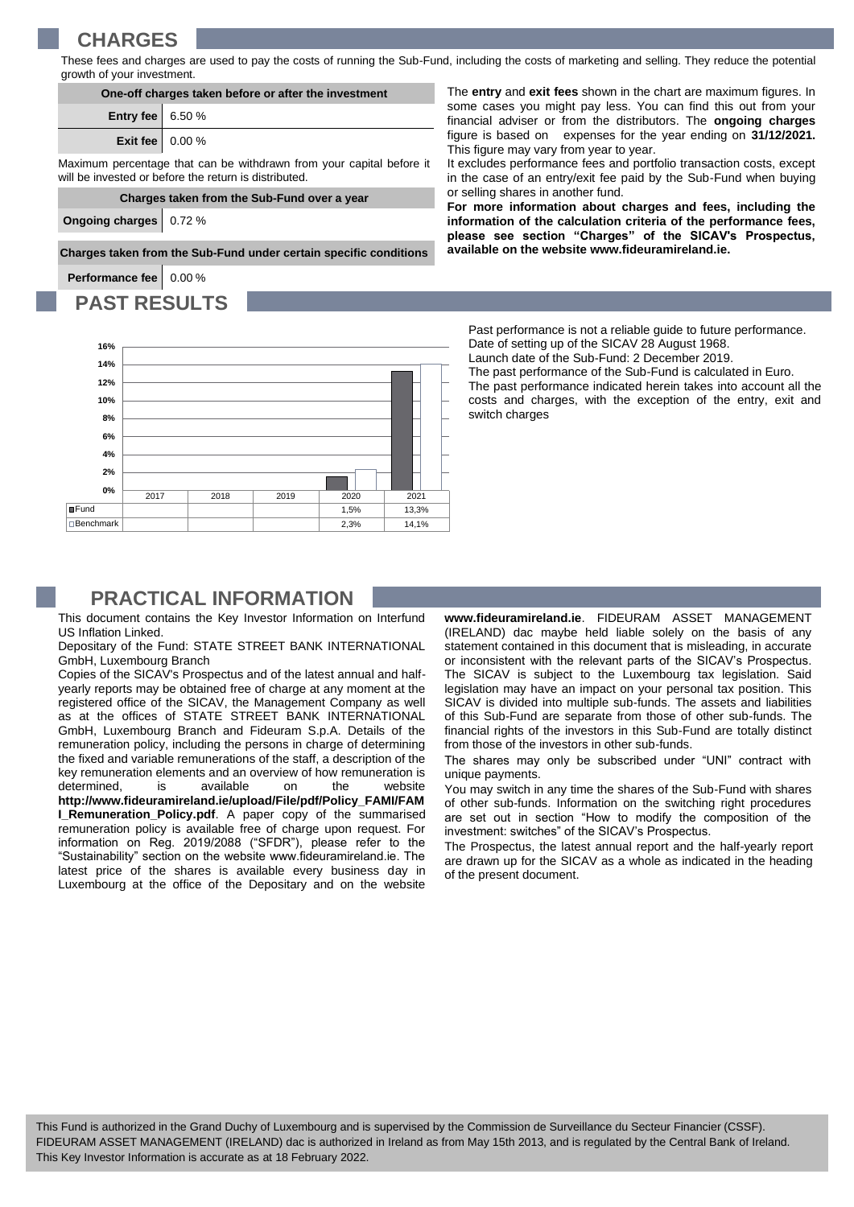## CHARGES

These fees and charges are used to pay the costs of running the Sub-Fund, including the costs of marketing and selling. They reduce the potential growth of your investment.

| One-off charges taken before or after the investment | |
|---|---|
| **Entry fee** | 6.50 % |
| **Exit fee** | 0.00 % |

Maximum percentage that can be withdrawn from your capital before it will be invested or before the return is distributed.

| Charges taken from the Sub-Fund over a year | |
|---|---|
| **Ongoing charges** | 0.72 % |

| Charges taken from the Sub-Fund under certain specific conditions | |
|---|---|
| **Performance fee** | 0.00 % |

The **entry** and **exit fees** shown in the chart are maximum figures. In some cases you might pay less. You can find this out from your financial adviser or from the distributors. The **ongoing charges** figure is based on expenses for the year ending on **31/12/2021.** This figure may vary from year to year.

It excludes performance fees and portfolio transaction costs, except in the case of an entry/exit fee paid by the Sub-Fund when buying or selling shares in another fund.

**For more information about charges and fees, including the information of the calculation criteria of the performance fees, please see section "Charges" of the SICAV's Prospectus, available on the website www.fideuramireland.ie.**

## PAST RESULTS

16%
14%
12%
10%
8%
6%
4%
2%
0%
2017 2018 2019 2020 2021
Fund: 2020 1,5%; 2021 13,3%
Benchmark: 2020 2,3%; 2021 14,1%

Past performance is not a reliable guide to future performance.
Date of setting up of the SICAV 28 August 1968.
Launch date of the Sub-Fund: 2 December 2019.
The past performance of the Sub-Fund is calculated in Euro.
The past performance indicated herein takes into account all the costs and charges, with the exception of the entry, exit and switch charges

## PRACTICAL INFORMATION

This document contains the Key Investor Information on Interfund US Inflation Linked.

Depositary of the Fund: STATE STREET BANK INTERNATIONAL GmbH, Luxembourg Branch

Copies of the SICAV's Prospectus and of the latest annual and half-yearly reports may be obtained free of charge at any moment at the registered office of the SICAV, the Management Company as well as at the offices of STATE STREET BANK INTERNATIONAL GmbH, Luxembourg Branch and Fideuram S.p.A. Details of the remuneration policy, including the persons in charge of determining the fixed and variable remunerations of the staff, a description of the key remuneration elements and an overview of how remuneration is determined, is available on the website **http://www.fideuramireland.ie/upload/File/pdf/Policy_FAMI/FAMI_Remuneration_Policy.pdf**. A paper copy of the summarised remuneration policy is available free of charge upon request. For information on Reg. 2019/2088 ("SFDR"), please refer to the "Sustainability" section on the website www.fideuramireland.ie. The latest price of the shares is available every business day in Luxembourg at the office of the Depositary and on the website **www.fideuramireland.ie**. FIDEURAM ASSET MANAGEMENT (IRELAND) dac maybe held liable solely on the basis of any statement contained in this document that is misleading, in accurate or inconsistent with the relevant parts of the SICAV's Prospectus. The SICAV is subject to the Luxembourg tax legislation. Said legislation may have an impact on your personal tax position. This SICAV is divided into multiple sub-funds. The assets and liabilities of this Sub-Fund are separate from those of other sub-funds. The financial rights of the investors in this Sub-Fund are totally distinct from those of the investors in other sub-funds.

The shares may only be subscribed under "UNI" contract with unique payments.

You may switch in any time the shares of the Sub-Fund with shares of other sub-funds. Information on the switching right procedures are set out in section "How to modify the composition of the investment: switches" of the SICAV's Prospectus.

The Prospectus, the latest annual report and the half-yearly report are drawn up for the SICAV as a whole as indicated in the heading of the present document.

This Fund is authorized in the Grand Duchy of Luxembourg and is supervised by the Commission de Surveillance du Secteur Financier (CSSF).
FIDEURAM ASSET MANAGEMENT (IRELAND) dac is authorized in Ireland as from May 15th 2013, and is regulated by the Central Bank of Ireland.
This Key Investor Information is accurate as at 18 February 2022.